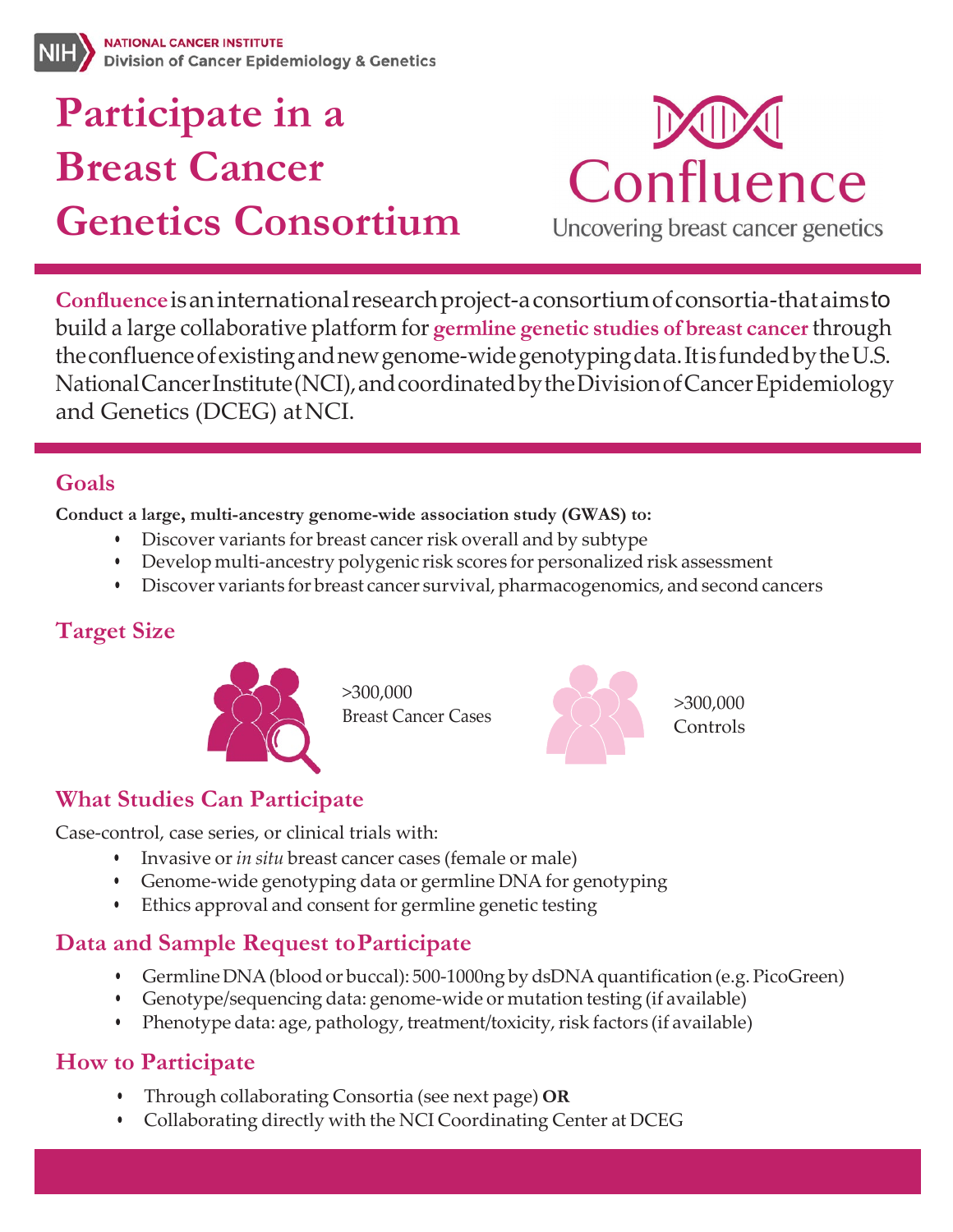NATIONAL CANCER INSTITUTE
Division of Cancer Epidemiology & Genetics

# Participate in a Breast Cancer Genetics Consortium

Confluence
Uncovering breast cancer genetics

**Confluence** is an international research project-a consortium of consortia-that aims to build a large collaborative platform for **germline genetic studies of breast cancer** through the confluence of existing and new genome-wide genotyping data. It is funded by the U.S. National Cancer Institute (NCI), and coordinated by the Division of Cancer Epidemiology and Genetics (DCEG) at NCI.

## Goals

**Conduct a large, multi-ancestry genome-wide association study (GWAS) to:**

- Discover variants for breast cancer risk overall and by subtype
- Develop multi-ancestry polygenic risk scores for personalized risk assessment
- Discover variants for breast cancer survival, pharmacogenomics, and second cancers

## Target Size

>300,000
Breast Cancer Cases

>300,000
Controls

## What Studies Can Participate

Case-control, case series, or clinical trials with:

- Invasive or *in situ* breast cancer cases (female or male)
- Genome-wide genotyping data or germline DNA for genotyping
- Ethics approval and consent for germline genetic testing

## Data and Sample Request to Participate

- Germline DNA (blood or buccal): 500-1000ng by dsDNA quantification (e.g. PicoGreen)
- Genotype/sequencing data: genome-wide or mutation testing (if available)
- Phenotype data: age, pathology, treatment/toxicity, risk factors (if available)

## How to Participate

- Through collaborating Consortia (see next page) **OR**
- Collaborating directly with the NCI Coordinating Center at DCEG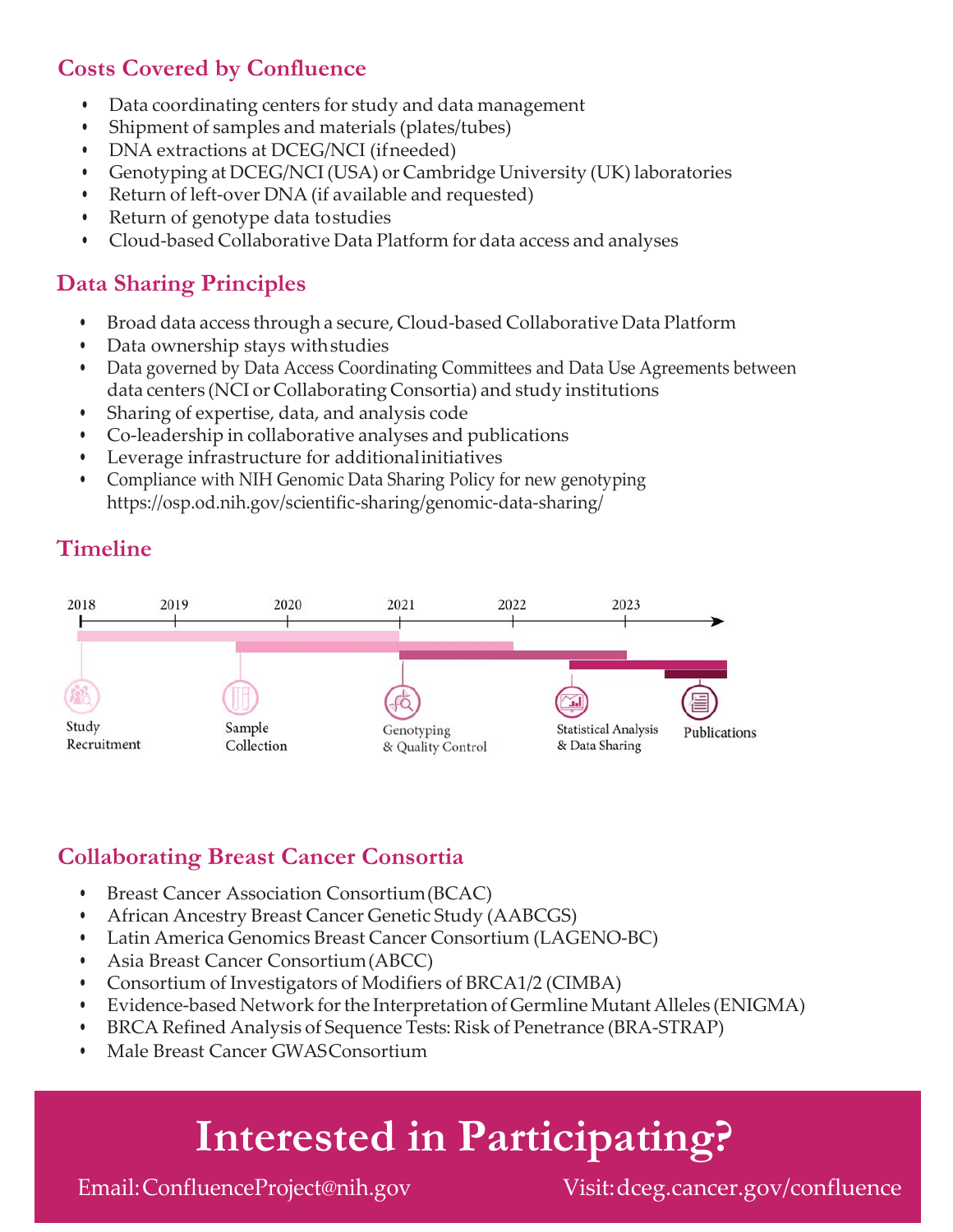## Costs Covered by Confluence

- Data coordinating centers for study and data management
- Shipment of samples and materials (plates/tubes)
- DNA extractions at DCEG/NCI (if needed)
- Genotyping at DCEG/NCI (USA) or Cambridge University (UK) laboratories
- Return of left-over DNA (if available and requested)
- Return of genotype data to studies
- Cloud-based Collaborative Data Platform for data access and analyses

## Data Sharing Principles

- Broad data access through a secure, Cloud-based Collaborative Data Platform
- Data ownership stays with studies
- Data governed by Data Access Coordinating Committees and Data Use Agreements between data centers (NCI or Collaborating Consortia) and study institutions
- Sharing of expertise, data, and analysis code
- Co-leadership in collaborative analyses and publications
- Leverage infrastructure for additional initiatives
- Compliance with NIH Genomic Data Sharing Policy for new genotyping https://osp.od.nih.gov/scientific-sharing/genomic-data-sharing/

## Timeline

2018
2019
2020
2021
2022
2023

Study Recruitment
Sample Collection
Genotyping & Quality Control
Statistical Analysis & Data Sharing
Publications

## Collaborating Breast Cancer Consortia

- Breast Cancer Association Consortium (BCAC)
- African Ancestry Breast Cancer Genetic Study (AABCGS)
- Latin America Genomics Breast Cancer Consortium (LAGENO-BC)
- Asia Breast Cancer Consortium (ABCC)
- Consortium of Investigators of Modifiers of BRCA1/2 (CIMBA)
- Evidence-based Network for the Interpretation of Germline Mutant Alleles (ENIGMA)
- BRCA Refined Analysis of Sequence Tests: Risk of Penetrance (BRA-STRAP)
- Male Breast Cancer GWAS Consortium

# Interested in Participating?

Email: ConfluenceProject@nih.gov

Visit: dceg.cancer.gov/confluence